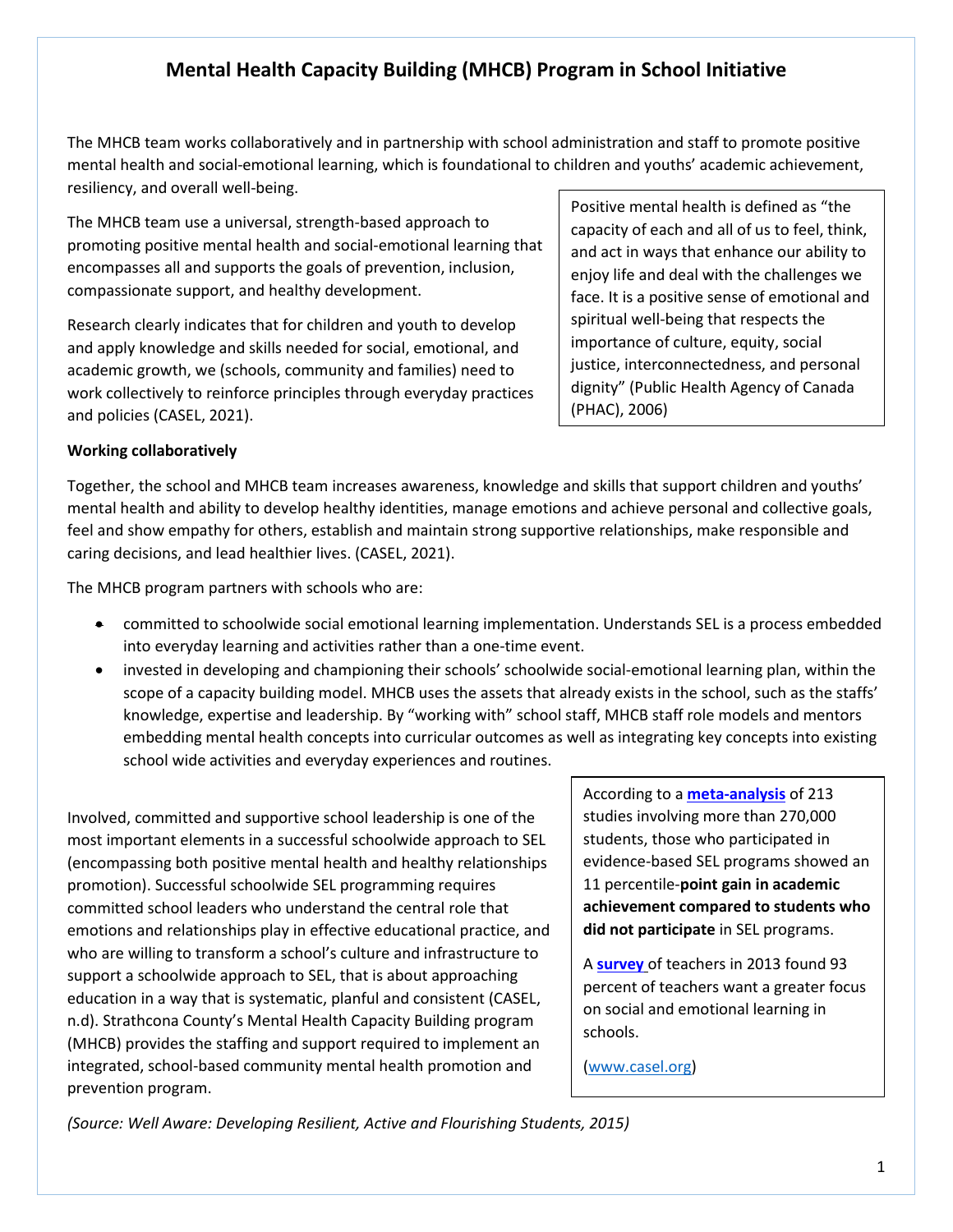# Mental Health Capacity Building (MHCB) Program in School Initiative

The MHCB team works collaboratively and in partnership with school administration and staff to promote positive mental health and social-emotional learning, which is foundational to children and youths' academic achievement, resiliency, and overall well-being.

The MHCB team use a universal, strength-based approach to promoting positive mental health and social-emotional learning that encompasses all and supports the goals of prevention, inclusion, compassionate support, and healthy development.

Research clearly indicates that for children and youth to develop and apply knowledge and skills needed for social, emotional, and academic growth, we (schools, community and families) need to work collectively to reinforce principles through everyday practices and policies (CASEL, 2021).

> Positive mental health is defined as "the capacity of each and all of us to feel, think, and act in ways that enhance our ability to enjoy life and deal with the challenges we face. It is a positive sense of emotional and spiritual well-being that respects the importance of culture, equity, social justice, interconnectedness, and personal dignity" (Public Health Agency of Canada (PHAC), 2006)

**Working collaboratively**

Together, the school and MHCB team increases awareness, knowledge and skills that support children and youths' mental health and ability to develop healthy identities, manage emotions and achieve personal and collective goals, feel and show empathy for others, establish and maintain strong supportive relationships, make responsible and caring decisions, and lead healthier lives. (CASEL, 2021).

The MHCB program partners with schools who are:

- committed to schoolwide social emotional learning implementation. Understands SEL is a process embedded into everyday learning and activities rather than a one-time event.
- invested in developing and championing their schools' schoolwide social-emotional learning plan, within the scope of a capacity building model. MHCB uses the assets that already exists in the school, such as the staffs' knowledge, expertise and leadership. By "working with" school staff, MHCB staff role models and mentors embedding mental health concepts into curricular outcomes as well as integrating key concepts into existing school wide activities and everyday experiences and routines.

Involved, committed and supportive school leadership is one of the most important elements in a successful schoolwide approach to SEL (encompassing both positive mental health and healthy relationships promotion). Successful schoolwide SEL programming requires committed school leaders who understand the central role that emotions and relationships play in effective educational practice, and who are willing to transform a school's culture and infrastructure to support a schoolwide approach to SEL, that is about approaching education in a way that is systematic, planful and consistent (CASEL, n.d). Strathcona County's Mental Health Capacity Building program (MHCB) provides the staffing and support required to implement an integrated, school-based community mental health promotion and prevention program.

> According to a **meta-analysis** of 213 studies involving more than 270,000 students, those who participated in evidence-based SEL programs showed an 11 percentile-**point gain in academic achievement compared to students who did not participate** in SEL programs.
>
> A **survey** of teachers in 2013 found 93 percent of teachers want a greater focus on social and emotional learning in schools.
>
> (www.casel.org)

*(Source: Well Aware: Developing Resilient, Active and Flourishing Students, 2015)*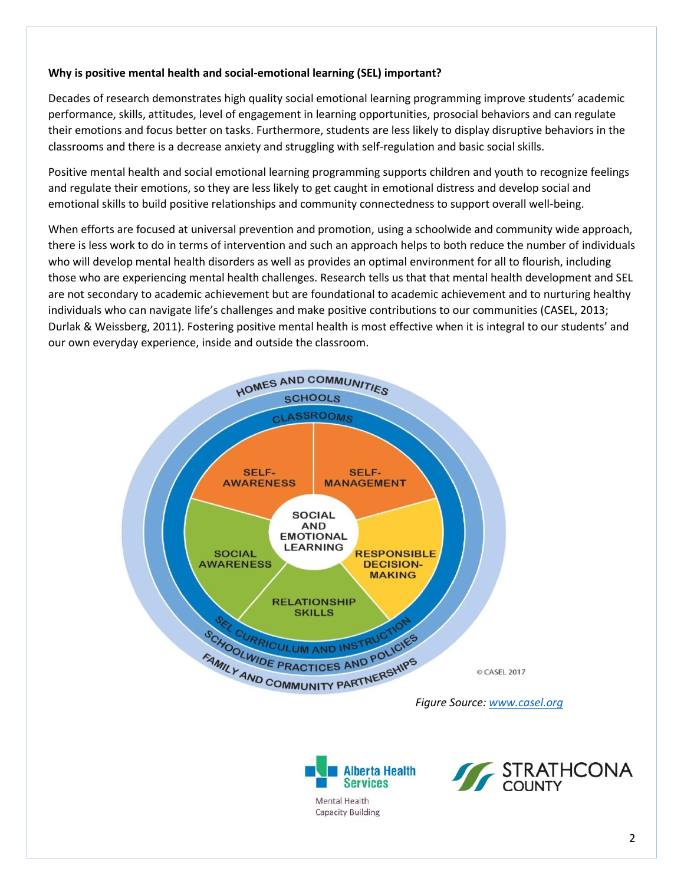**Why is positive mental health and social-emotional learning (SEL) important?**

Decades of research demonstrates high quality social emotional learning programming improve students' academic performance, skills, attitudes, level of engagement in learning opportunities, prosocial behaviors and can regulate their emotions and focus better on tasks. Furthermore, students are less likely to display disruptive behaviors in the classrooms and there is a decrease anxiety and struggling with self-regulation and basic social skills.

Positive mental health and social emotional learning programming supports children and youth to recognize feelings and regulate their emotions, so they are less likely to get caught in emotional distress and develop social and emotional skills to build positive relationships and community connectedness to support overall well-being.

When efforts are focused at universal prevention and promotion, using a schoolwide and community wide approach, there is less work to do in terms of intervention and such an approach helps to both reduce the number of individuals who will develop mental health disorders as well as provides an optimal environment for all to flourish, including those who are experiencing mental health challenges. Research tells us that that mental health development and SEL are not secondary to academic achievement but are foundational to academic achievement and to nurturing healthy individuals who can navigate life's challenges and make positive contributions to our communities (CASEL, 2013; Durlak & Weissberg, 2011). Fostering positive mental health is most effective when it is integral to our students' and our own everyday experience, inside and outside the classroom.

HOMES AND COMMUNITIES

SCHOOLS

CLASSROOMS

SELF-AWARENESS

SELF-MANAGEMENT

SOCIAL AND EMOTIONAL LEARNING

SOCIAL AWARENESS

RESPONSIBLE DECISION-MAKING

RELATIONSHIP SKILLS

SEL CURRICULUM AND INSTRUCTION

SCHOOLWIDE PRACTICES AND POLICIES

FAMILY AND COMMUNITY PARTNERSHIPS

© CASEL 2017

*Figure Source: [www.casel.org](www.casel.org)*

Alberta Health Services

Mental Health Capacity Building

STRATHCONA COUNTY